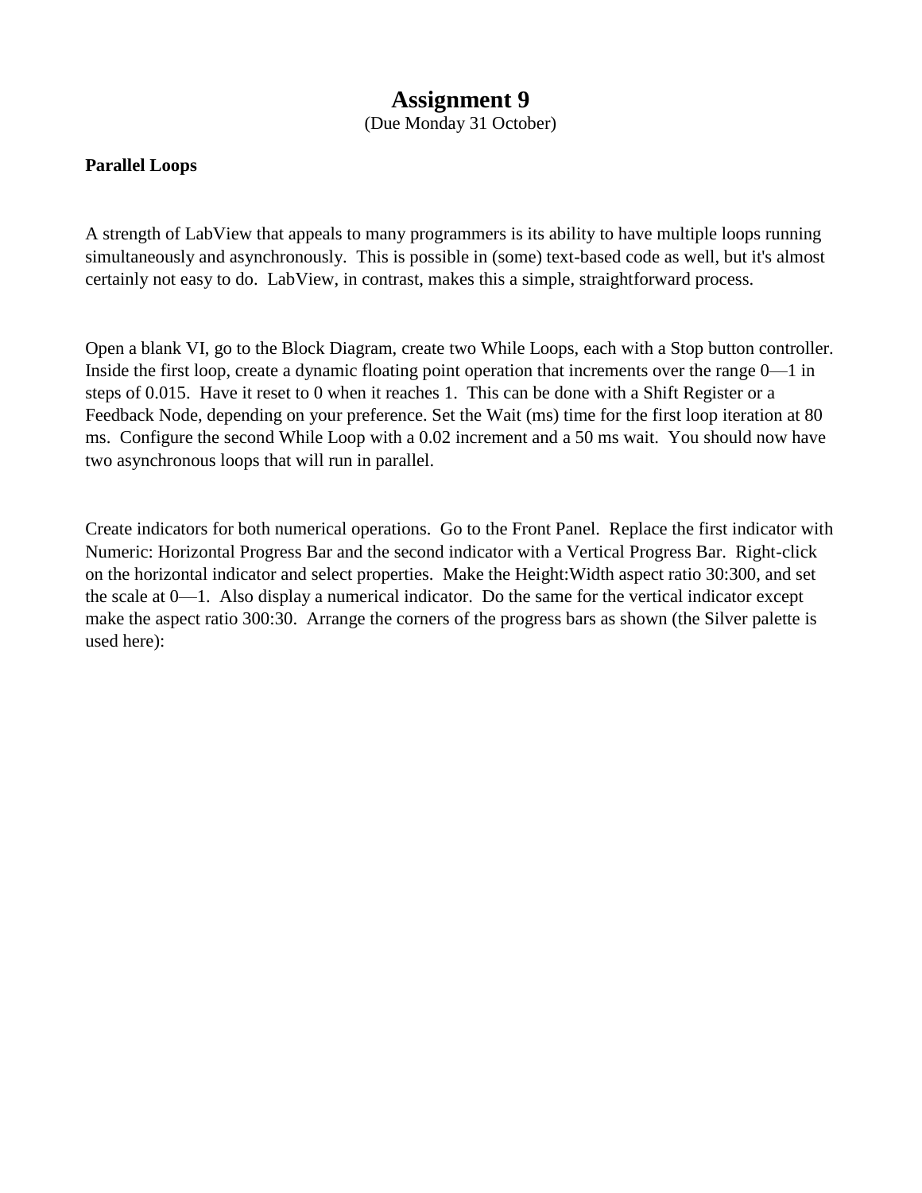# Assignment 9

(Due Monday 31 October)

**Parallel Loops**

A strength of LabView that appeals to many programmers is its ability to have multiple loops running simultaneously and asynchronously. This is possible in (some) text-based code as well, but it's almost certainly not easy to do. LabView, in contrast, makes this a simple, straightforward process.

Open a blank VI, go to the Block Diagram, create two While Loops, each with a Stop button controller. Inside the first loop, create a dynamic floating point operation that increments over the range 0—1 in steps of 0.015. Have it reset to 0 when it reaches 1. This can be done with a Shift Register or a Feedback Node, depending on your preference. Set the Wait (ms) time for the first loop iteration at 80 ms. Configure the second While Loop with a 0.02 increment and a 50 ms wait. You should now have two asynchronous loops that will run in parallel.

Create indicators for both numerical operations. Go to the Front Panel. Replace the first indicator with Numeric: Horizontal Progress Bar and the second indicator with a Vertical Progress Bar. Right-click on the horizontal indicator and select properties. Make the Height:Width aspect ratio 30:300, and set the scale at 0—1. Also display a numerical indicator. Do the same for the vertical indicator except make the aspect ratio 300:30. Arrange the corners of the progress bars as shown (the Silver palette is used here):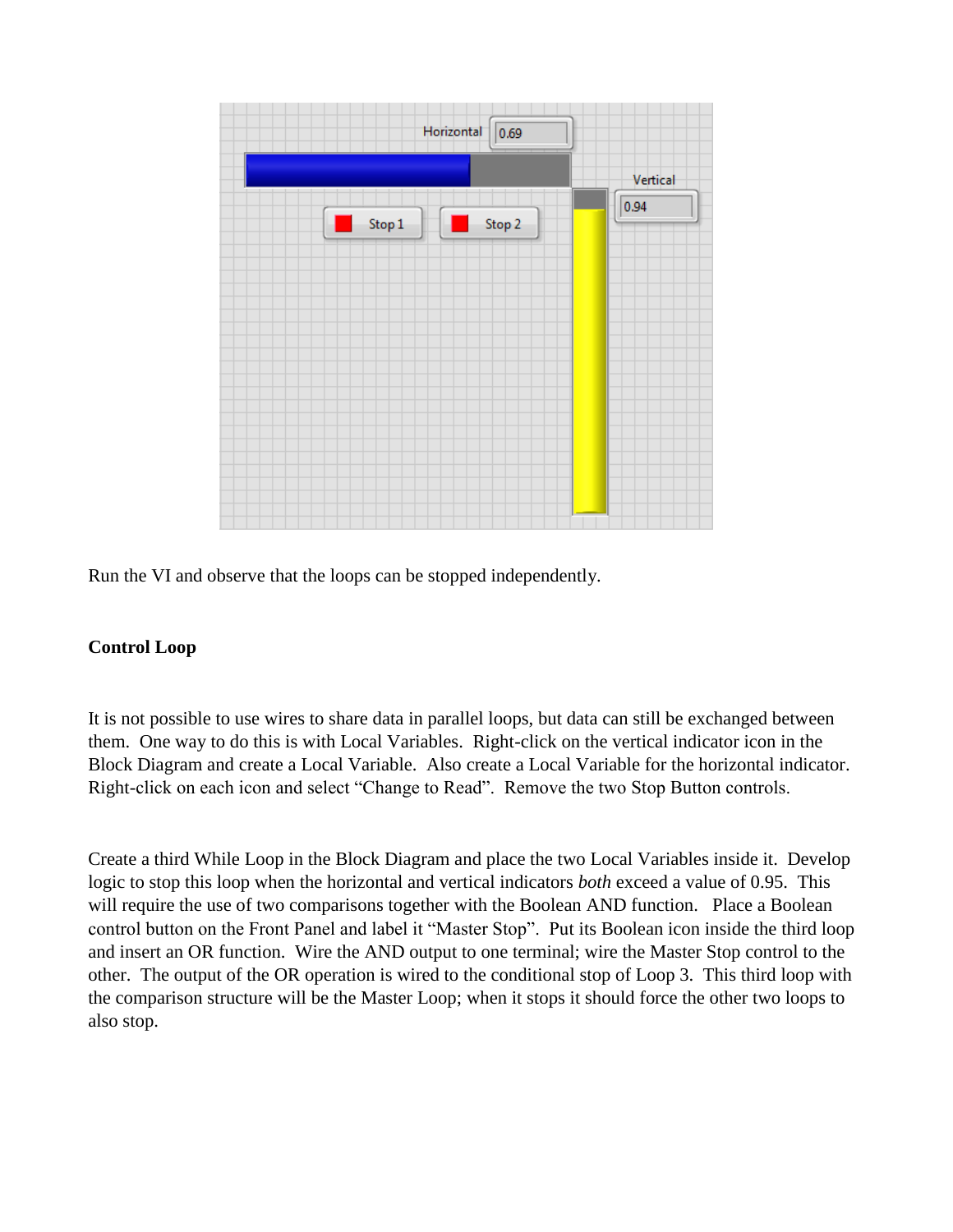Run the VI and observe that the loops can be stopped independently.

**Control Loop**

It is not possible to use wires to share data in parallel loops, but data can still be exchanged between them. One way to do this is with Local Variables. Right-click on the vertical indicator icon in the Block Diagram and create a Local Variable. Also create a Local Variable for the horizontal indicator. Right-click on each icon and select "Change to Read". Remove the two Stop Button controls.

Create a third While Loop in the Block Diagram and place the two Local Variables inside it. Develop logic to stop this loop when the horizontal and vertical indicators *both* exceed a value of 0.95. This will require the use of two comparisons together with the Boolean AND function. Place a Boolean control button on the Front Panel and label it "Master Stop". Put its Boolean icon inside the third loop and insert an OR function. Wire the AND output to one terminal; wire the Master Stop control to the other. The output of the OR operation is wired to the conditional stop of Loop 3. This third loop with the comparison structure will be the Master Loop; when it stops it should force the other two loops to also stop.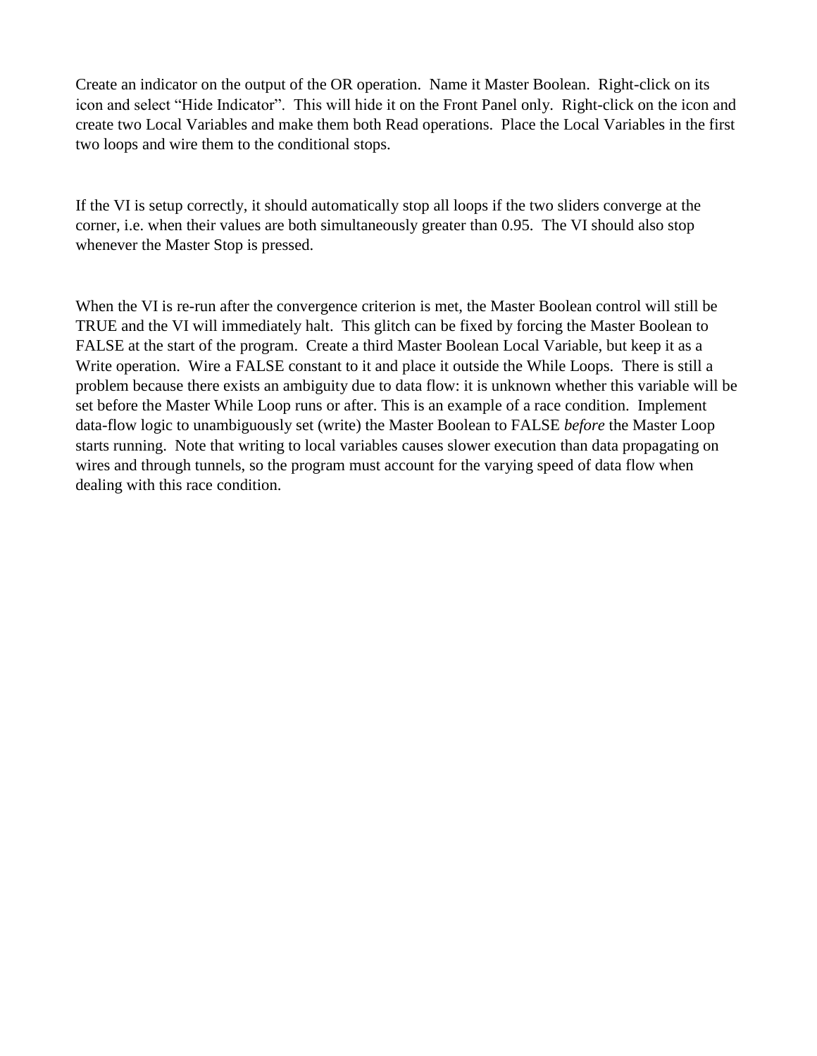Create an indicator on the output of the OR operation. Name it Master Boolean. Right-click on its icon and select "Hide Indicator". This will hide it on the Front Panel only. Right-click on the icon and create two Local Variables and make them both Read operations. Place the Local Variables in the first two loops and wire them to the conditional stops.

If the VI is setup correctly, it should automatically stop all loops if the two sliders converge at the corner, i.e. when their values are both simultaneously greater than 0.95. The VI should also stop whenever the Master Stop is pressed.

When the VI is re-run after the convergence criterion is met, the Master Boolean control will still be TRUE and the VI will immediately halt. This glitch can be fixed by forcing the Master Boolean to FALSE at the start of the program. Create a third Master Boolean Local Variable, but keep it as a Write operation. Wire a FALSE constant to it and place it outside the While Loops. There is still a problem because there exists an ambiguity due to data flow: it is unknown whether this variable will be set before the Master While Loop runs or after. This is an example of a race condition. Implement data-flow logic to unambiguously set (write) the Master Boolean to FALSE *before* the Master Loop starts running. Note that writing to local variables causes slower execution than data propagating on wires and through tunnels, so the program must account for the varying speed of data flow when dealing with this race condition.